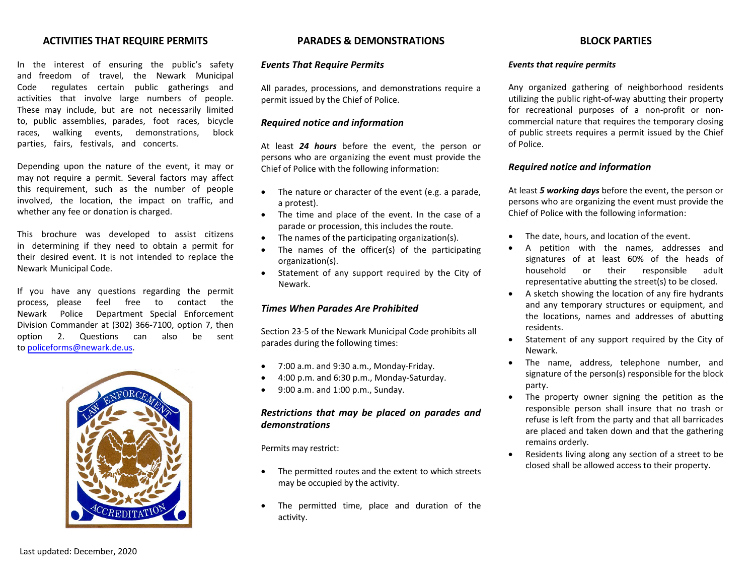## ACTIVITIES THAT REQUIRE PERMITS

In the interest of ensuring the public's safety and freedom of travel, the Newark Municipal Code regulates certain public gatherings and activities that involve large numbers of people. These may include, but are not necessarily limited to, public assemblies, parades, foot races, bicycle races, walking events, demonstrations, block parties, fairs, festivals, and concerts.

Depending upon the nature of the event, it may or may not require a permit. Several factors may affect this requirement, such as the number of people involved, the location, the impact on traffic, and whether any fee or donation is charged.

This brochure was developed to assist citizens in determining if they need to obtain a permit for their desired event. It is not intended to replace the Newark Municipal Code.

If you have any questions regarding the permit process, please feel free to contact the Newark Police Department Special Enforcement Division Commander at (302) 366-7100, option 7, then option 2. Questions can also be sent to policeforms@newark.de.us.

Last updated: December, 2020

## PARADES & DEMONSTRATIONS

### *Events That Require Permits*

All parades, processions, and demonstrations require a permit issued by the Chief of Police.

### *Required notice and information*

At least ***24 hours*** before the event, the person or persons who are organizing the event must provide the Chief of Police with the following information:

- The nature or character of the event (e.g. a parade, a protest).
- The time and place of the event. In the case of a parade or procession, this includes the route.
- The names of the participating organization(s).
- The names of the officer(s) of the participating organization(s).
- Statement of any support required by the City of Newark.

### *Times When Parades Are Prohibited*

Section 23-5 of the Newark Municipal Code prohibits all parades during the following times:

- 7:00 a.m. and 9:30 a.m., Monday-Friday.
- 4:00 p.m. and 6:30 p.m., Monday-Saturday.
- 9:00 a.m. and 1:00 p.m., Sunday.

### *Restrictions that may be placed on parades and demonstrations*

Permits may restrict:

- The permitted routes and the extent to which streets may be occupied by the activity.
- The permitted time, place and duration of the activity.

## BLOCK PARTIES

### *Events that require permits*

Any organized gathering of neighborhood residents utilizing the public right-of-way abutting their property for recreational purposes of a non-profit or non-commercial nature that requires the temporary closing of public streets requires a permit issued by the Chief of Police.

### *Required notice and information*

At least ***5 working days*** before the event, the person or persons who are organizing the event must provide the Chief of Police with the following information:

- The date, hours, and location of the event.
- A petition with the names, addresses and signatures of at least 60% of the heads of household or their responsible adult representative abutting the street(s) to be closed.
- A sketch showing the location of any fire hydrants and any temporary structures or equipment, and the locations, names and addresses of abutting residents.
- Statement of any support required by the City of Newark.
- The name, address, telephone number, and signature of the person(s) responsible for the block party.
- The property owner signing the petition as the responsible person shall insure that no trash or refuse is left from the party and that all barricades are placed and taken down and that the gathering remains orderly.
- Residents living along any section of a street to be closed shall be allowed access to their property.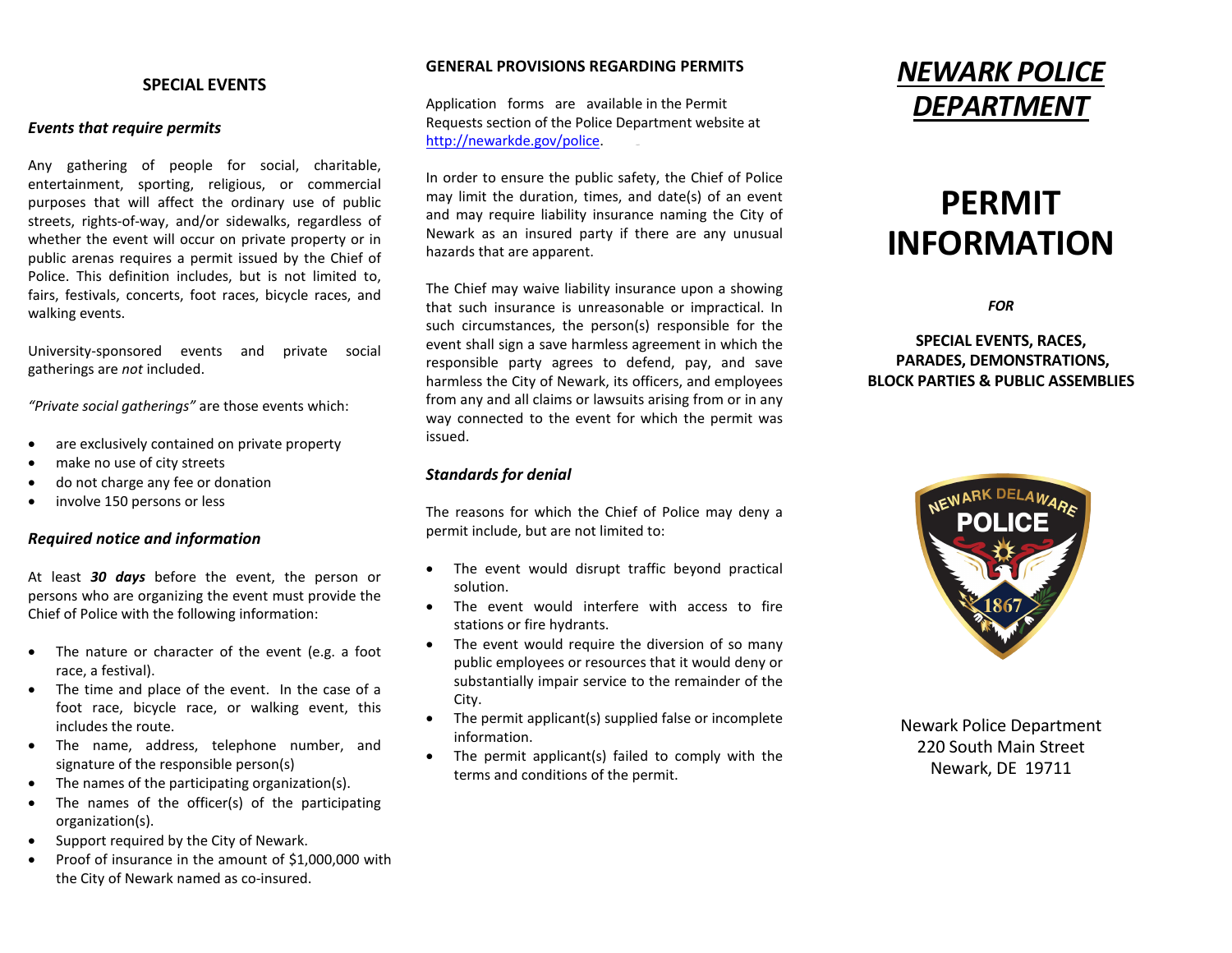## SPECIAL EVENTS

### *Events that require permits*

Any gathering of people for social, charitable, entertainment, sporting, religious, or commercial purposes that will affect the ordinary use of public streets, rights-of-way, and/or sidewalks, regardless of whether the event will occur on private property or in public arenas requires a permit issued by the Chief of Police. This definition includes, but is not limited to, fairs, festivals, concerts, foot races, bicycle races, and walking events.

University-sponsored events and private social gatherings are *not* included.

*"Private social gatherings"* are those events which:

- are exclusively contained on private property
- make no use of city streets
- do not charge any fee or donation
- involve 150 persons or less

### *Required notice and information*

At least ***30 days*** before the event, the person or persons who are organizing the event must provide the Chief of Police with the following information:

- The nature or character of the event (e.g. a foot race, a festival).
- The time and place of the event. In the case of a foot race, bicycle race, or walking event, this includes the route.
- The name, address, telephone number, and signature of the responsible person(s)
- The names of the participating organization(s).
- The names of the officer(s) of the participating organization(s).
- Support required by the City of Newark.
- Proof of insurance in the amount of $1,000,000 with the City of Newark named as co-insured.

## GENERAL PROVISIONS REGARDING PERMITS

Application forms are available in the Permit Requests section of the Police Department website at http://newarkde.gov/police.

In order to ensure the public safety, the Chief of Police may limit the duration, times, and date(s) of an event and may require liability insurance naming the City of Newark as an insured party if there are any unusual hazards that are apparent.

The Chief may waive liability insurance upon a showing that such insurance is unreasonable or impractical. In such circumstances, the person(s) responsible for the event shall sign a save harmless agreement in which the responsible party agrees to defend, pay, and save harmless the City of Newark, its officers, and employees from any and all claims or lawsuits arising from or in any way connected to the event for which the permit was issued.

### *Standards for denial*

The reasons for which the Chief of Police may deny a permit include, but are not limited to:

- The event would disrupt traffic beyond practical solution.
- The event would interfere with access to fire stations or fire hydrants.
- The event would require the diversion of so many public employees or resources that it would deny or substantially impair service to the remainder of the City.
- The permit applicant(s) supplied false or incomplete information.
- The permit applicant(s) failed to comply with the terms and conditions of the permit.

# *NEWARK POLICE DEPARTMENT*

# PERMIT INFORMATION

***FOR***

**SPECIAL EVENTS, RACES, PARADES, DEMONSTRATIONS, BLOCK PARTIES & PUBLIC ASSEMBLIES**

Newark Police Department
220 South Main Street
Newark, DE 19711